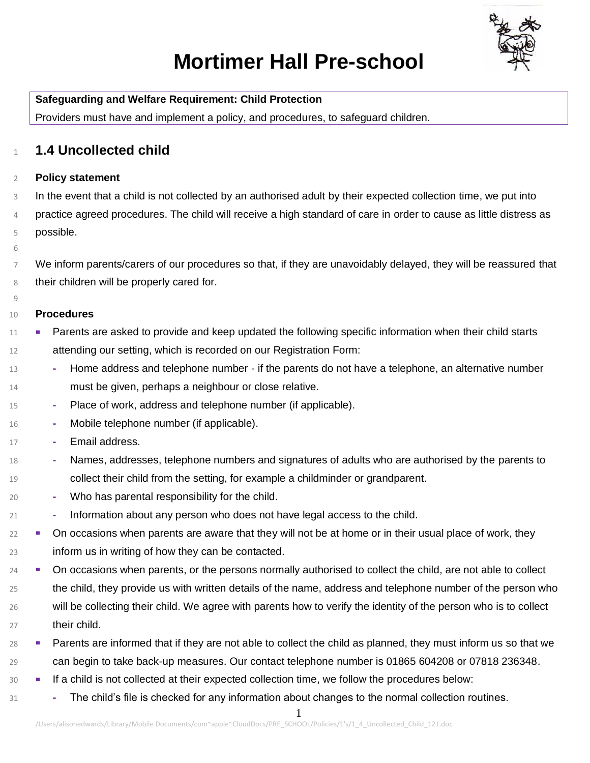# Mortimer Hall Pre-school

**Safeguarding and Welfare Requirement: Child Protection**

Providers must have and implement a policy, and procedures, to safeguard children.

## 1.4 Uncollected child

**Policy statement**

In the event that a child is not collected by an authorised adult by their expected collection time, we put into practice agreed procedures. The child will receive a high standard of care in order to cause as little distress as possible.

We inform parents/carers of our procedures so that, if they are unavoidably delayed, they will be reassured that their children will be properly cared for.

**Procedures**

- Parents are asked to provide and keep updated the following specific information when their child starts attending our setting, which is recorded on our Registration Form:
  - Home address and telephone number - if the parents do not have a telephone, an alternative number must be given, perhaps a neighbour or close relative.
  - Place of work, address and telephone number (if applicable).
  - Mobile telephone number (if applicable).
  - Email address.
  - Names, addresses, telephone numbers and signatures of adults who are authorised by the parents to collect their child from the setting, for example a childminder or grandparent.
  - Who has parental responsibility for the child.
  - Information about any person who does not have legal access to the child.
- On occasions when parents are aware that they will not be at home or in their usual place of work, they inform us in writing of how they can be contacted.
- On occasions when parents, or the persons normally authorised to collect the child, are not able to collect the child, they provide us with written details of the name, address and telephone number of the person who will be collecting their child. We agree with parents how to verify the identity of the person who is to collect their child.
- Parents are informed that if they are not able to collect the child as planned, they must inform us so that we can begin to take back-up measures. Our contact telephone number is 01865 604208 or 07818 236348.
- If a child is not collected at their expected collection time, we follow the procedures below:
  - The child's file is checked for any information about changes to the normal collection routines.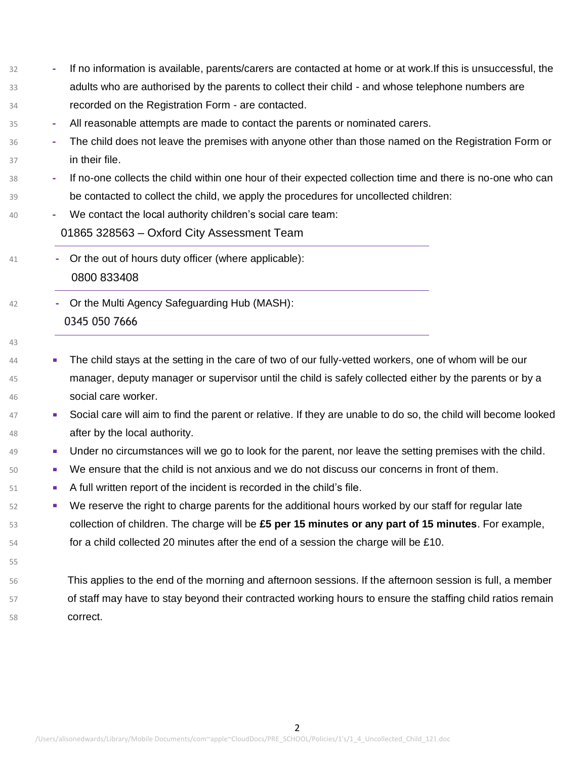- If no information is available, parents/carers are contacted at home or at work.If this is unsuccessful, the adults who are authorised by the parents to collect their child - and whose telephone numbers are recorded on the Registration Form - are contacted.
- All reasonable attempts are made to contact the parents or nominated carers.
- The child does not leave the premises with anyone other than those named on the Registration Form or in their file.
- If no-one collects the child within one hour of their expected collection time and there is no-one who can be contacted to collect the child, we apply the procedures for uncollected children:
- We contact the local authority children's social care team:
  01865 328563 – Oxford City Assessment Team
- Or the out of hours duty officer (where applicable):
  0800 833408
- Or the Multi Agency Safeguarding Hub (MASH):
  0345 050 7666

- The child stays at the setting in the care of two of our fully-vetted workers, one of whom will be our manager, deputy manager or supervisor until the child is safely collected either by the parents or by a social care worker.
- Social care will aim to find the parent or relative. If they are unable to do so, the child will become looked after by the local authority.
- Under no circumstances will we go to look for the parent, nor leave the setting premises with the child.
- We ensure that the child is not anxious and we do not discuss our concerns in front of them.
- A full written report of the incident is recorded in the child's file.
- We reserve the right to charge parents for the additional hours worked by our staff for regular late collection of children. The charge will be **£5 per 15 minutes or any part of 15 minutes**. For example, for a child collected 20 minutes after the end of a session the charge will be £10.

This applies to the end of the morning and afternoon sessions. If the afternoon session is full, a member of staff may have to stay beyond their contracted working hours to ensure the staffing child ratios remain correct.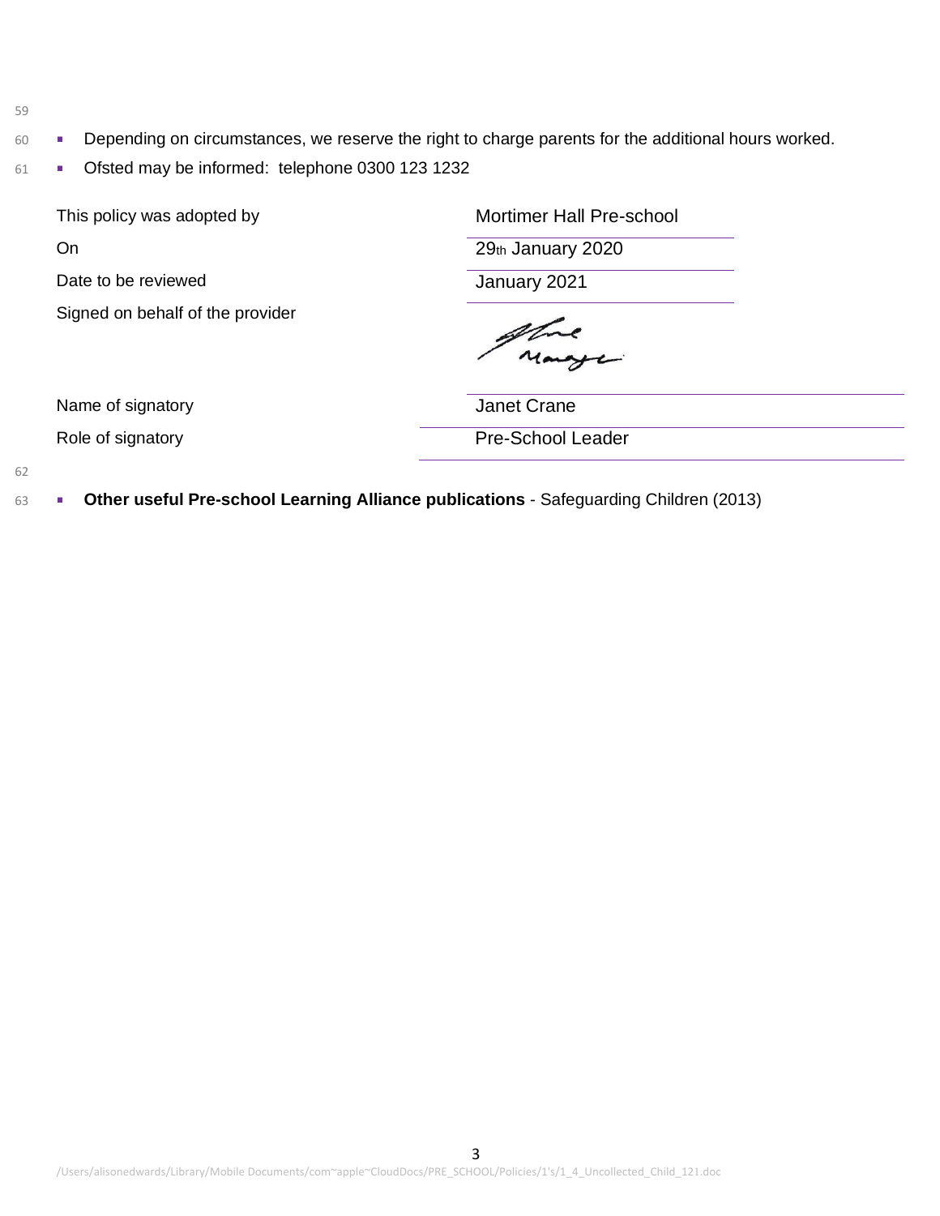- Depending on circumstances, we reserve the right to charge parents for the additional hours worked.
- Ofsted may be informed: telephone 0300 123 1232

| | |
|---|---|
| This policy was adopted by | Mortimer Hall Pre-school |
| On | 29th January 2020 |
| Date to be reviewed | January 2021 |
| Signed on behalf of the provider | |
| Name of signatory | Janet Crane |
| Role of signatory | Pre-School Leader |

- **Other useful Pre-school Learning Alliance publications** - Safeguarding Children (2013)